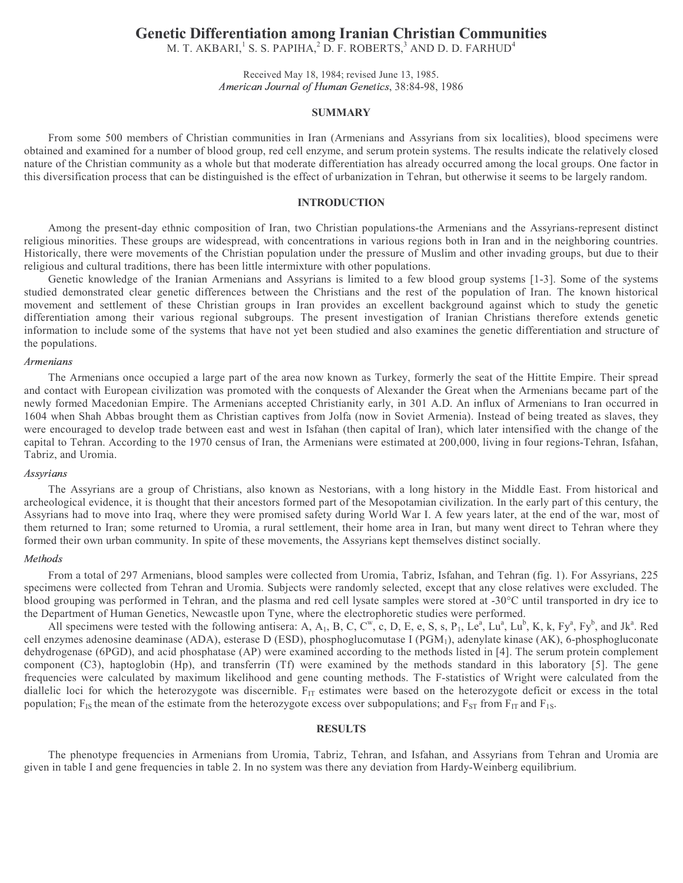# Genetic Differentiation among Iranian Christian Communities

M. T. AKBARI,[1] S. S. PAPIHA,[2] D. F. ROBERTS,[3] AND D. D. FARHUD[4]

Received May 18, 1984; revised June 13, 1985.
*American Journal of Human Genetics*, 38:84-98, 1986

## SUMMARY

From some 500 members of Christian communities in Iran (Armenians and Assyrians from six localities), blood specimens were obtained and examined for a number of blood group, red cell enzyme, and serum protein systems. The results indicate the relatively closed nature of the Christian community as a whole but that moderate differentiation has already occurred among the local groups. One factor in this diversification process that can be distinguished is the effect of urbanization in Tehran, but otherwise it seems to be largely random.

## INTRODUCTION

Among the present-day ethnic composition of Iran, two Christian populations-the Armenians and the Assyrians-represent distinct religious minorities. These groups are widespread, with concentrations in various regions both in Iran and in the neighboring countries. Historically, there were movements of the Christian population under the pressure of Muslim and other invading groups, but due to their religious and cultural traditions, there has been little intermixture with other populations.

Genetic knowledge of the Iranian Armenians and Assyrians is limited to a few blood group systems [1-3]. Some of the systems studied demonstrated clear genetic differences between the Christians and the rest of the population of Iran. The known historical movement and settlement of these Christian groups in Iran provides an excellent background against which to study the genetic differentiation among their various regional subgroups. The present investigation of Iranian Christians therefore extends genetic information to include some of the systems that have not yet been studied and also examines the genetic differentiation and structure of the populations.

### *Armenians*

The Armenians once occupied a large part of the area now known as Turkey, formerly the seat of the Hittite Empire. Their spread and contact with European civilization was promoted with the conquests of Alexander the Great when the Armenians became part of the newly formed Macedonian Empire. The Armenians accepted Christianity early, in 301 A.D. An influx of Armenians to Iran occurred in 1604 when Shah Abbas brought them as Christian captives from Jolfa (now in Soviet Armenia). Instead of being treated as slaves, they were encouraged to develop trade between east and west in Isfahan (then capital of Iran), which later intensified with the change of the capital to Tehran. According to the 1970 census of Iran, the Armenians were estimated at 200,000, living in four regions-Tehran, Isfahan, Tabriz, and Uromia.

### *Assyrians*

The Assyrians are a group of Christians, also known as Nestorians, with a long history in the Middle East. From historical and archeological evidence, it is thought that their ancestors formed part of the Mesopotamian civilization. In the early part of this century, the Assyrians had to move into Iraq, where they were promised safety during World War I. A few years later, at the end of the war, most of them returned to Iran; some returned to Uromia, a rural settlement, their home area in Iran, but many went direct to Tehran where they formed their own urban community. In spite of these movements, the Assyrians kept themselves distinct socially.

### *Methods*

From a total of 297 Armenians, blood samples were collected from Uromia, Tabriz, Isfahan, and Tehran (fig. 1). For Assyrians, 225 specimens were collected from Tehran and Uromia. Subjects were randomly selected, except that any close relatives were excluded. The blood grouping was performed in Tehran, and the plasma and red cell lysate samples were stored at -30°C until transported in dry ice to the Department of Human Genetics, Newcastle upon Tyne, where the electrophoretic studies were performed.

All specimens were tested with the following antisera: A, $A_1$, B, C, $C^w$, c, D, E, e, S, s, $P_1$, $Le^a$, $Lu^a$, $Lu^b$, K, k, $Fy^a$, $Fy^b$, and $Jk^a$. Red cell enzymes adenosine deaminase (ADA), esterase D (ESD), phosphoglucomutase I ($PGM_1$), adenylate kinase (AK), 6-phosphogluconate dehydrogenase (6PGD), and acid phosphatase (AP) were examined according to the methods listed in [4]. The serum protein complement component (C3), haptoglobin (Hp), and transferrin (Tf) were examined by the methods standard in this laboratory [5]. The gene frequencies were calculated by maximum likelihood and gene counting methods. The F-statistics of Wright were calculated from the diallelic loci for which the heterozygote was discernible. $F_{IT}$ estimates were based on the heterozygote deficit or excess in the total population; $F_{IS}$ the mean of the estimate from the heterozygote excess over subpopulations; and $F_{ST}$ from $F_{IT}$ and $F_{IS}$.

## RESULTS

The phenotype frequencies in Armenians from Uromia, Tabriz, Tehran, and Isfahan, and Assyrians from Tehran and Uromia are given in table I and gene frequencies in table 2. In no system was there any deviation from Hardy-Weinberg equilibrium.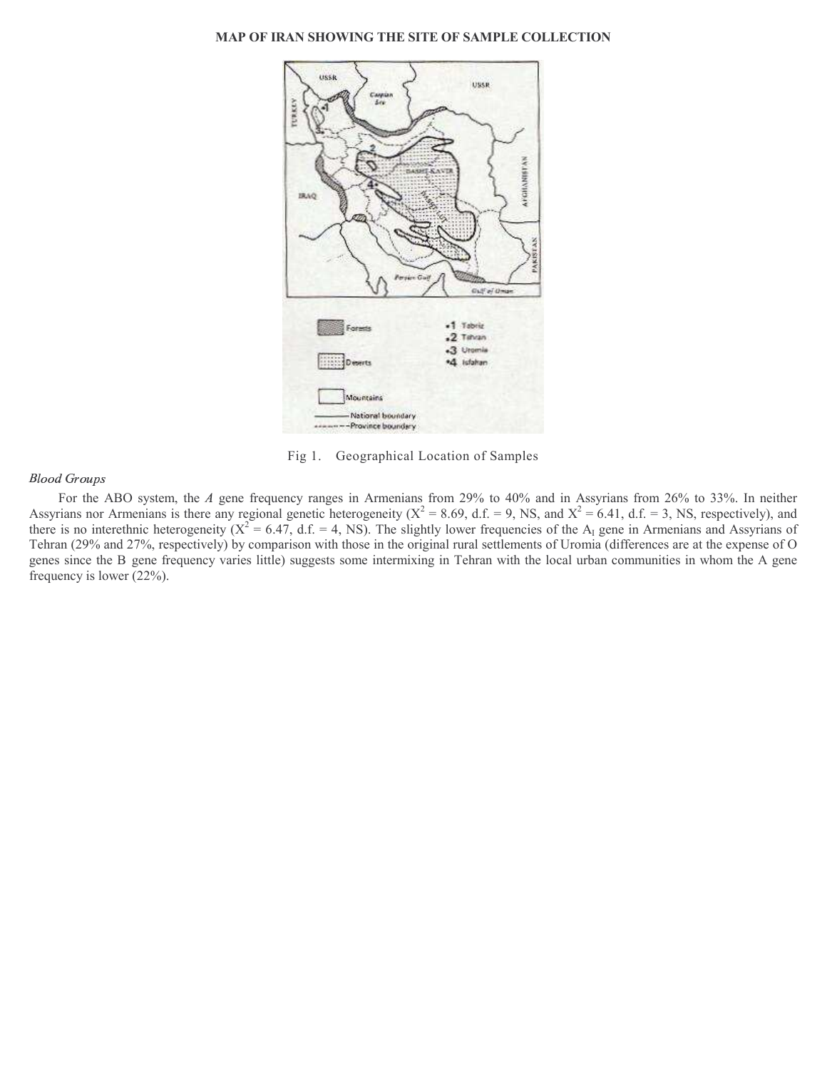**MAP OF IRAN SHOWING THE SITE OF SAMPLE COLLECTION**

Fig 1. Geographical Location of Samples

*Blood Groups*

For the ABO system, the *A* gene frequency ranges in Armenians from 29% to 40% and in Assyrians from 26% to 33%. In neither Assyrians nor Armenians is there any regional genetic heterogeneity ($X^2 = 8.69$, d.f. = 9, NS, and $X^2 = 6.41$, d.f. = 3, NS, respectively), and there is no interethnic heterogeneity ($X^2 = 6.47$, d.f. = 4, NS). The slightly lower frequencies of the $A_1$ gene in Armenians and Assyrians of Tehran (29% and 27%, respectively) by comparison with those in the original rural settlements of Uromia (differences are at the expense of O genes since the B gene frequency varies little) suggests some intermixing in Tehran with the local urban communities in whom the A gene frequency is lower (22%).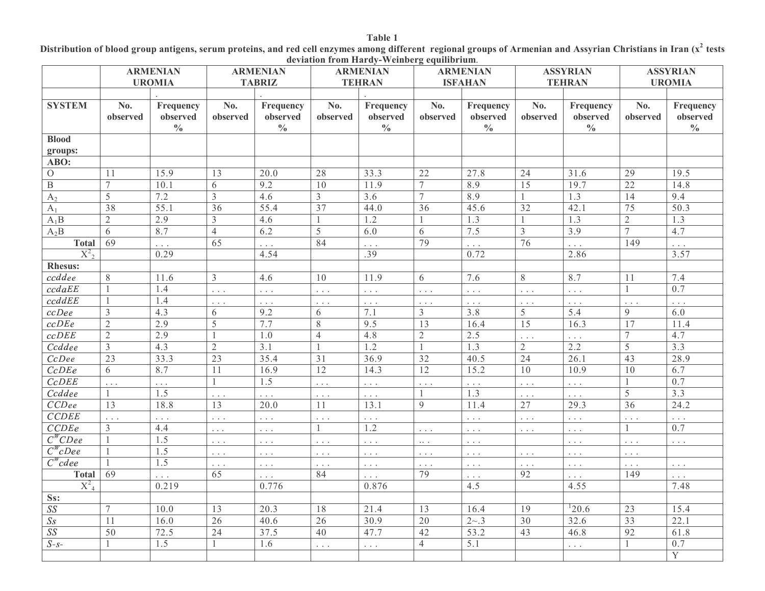**Table 1**
**Distribution of blood group antigens, serum proteins, and red cell enzymes among different regional groups of Armenian and Assyrian Christians in Iran ($x^2$ tests deviation from Hardy-Weinberg equilibrium.**

| | ARMENIAN UROMIA | | ARMENIAN TABRIZ | | ARMENIAN TEHRAN | | ARMENIAN ISFAHAN | | ASSYRIAN TEHRAN | | ASSYRIAN UROMIA | |
|---|---|---|---|---|---|---|---|---|---|---|---|---|
| | | . | | . | | . | | | | | | |
| **SYSTEM** | **No. observed** | **Frequency observed %** | **No. observed** | **Frequency observed %** | **No. observed** | **Frequency observed %** | **No. observed** | **Frequency observed %** | **No. observed** | **Frequency observed %** | **No. observed** | **Frequency observed %** |
| **Blood groups:** | | | | | | | | | | | | |
| **ABO:** | | | | | | | | | | | | |
| O | 11 | 15.9 | 13 | 20.0 | 28 | 33.3 | 22 | 27.8 | 24 | 31.6 | 29 | 19.5 |
| B | 7 | 10.1 | 6 | 9.2 | 10 | 11.9 | 7 | 8.9 | 15 | 19.7 | 22 | 14.8 |
| $A_2$ | 5 | 7.2 | 3 | 4.6 | 3 | 3.6 | 7 | 8.9 | 1 | 1.3 | 14 | 9.4 |
| $A_1$ | 38 | 55.1 | 36 | 55.4 | 37 | 44.0 | 36 | 45.6 | 32 | 42.1 | 75 | 50.3 |
| $A_1B$ | 2 | 2.9 | 3 | 4.6 | 1 | 1.2 | 1 | 1.3 | 1 | 1.3 | 2 | 1.3 |
| $A_2B$ | 6 | 8.7 | 4 | 6.2 | 5 | 6.0 | 6 | 7.5 | 3 | 3.9 | 7 | 4.7 |
| **Total** | 69 | . . . | 65 | . . . | 84 | . . . | 79 | . . . | 76 | . . . | 149 | . . . |
| $X^2_2$ | | 0.29 | | 4.54 | | .39 | | 0.72 | | 2.86 | | 3.57 |
| **Rhesus:** | | | | | | | | | | | | |
| *ccddee* | 8 | 11.6 | 3 | 4.6 | 10 | 11.9 | 6 | 7.6 | 8 | 8.7 | 11 | 7.4 |
| *ccdaEE* | 1 | 1.4 | . . . | . . . | . . . | . . . | . . . | . . . | . . . | . . . | 1 | 0.7 |
| *ccddEE* | 1 | 1.4 | . . . | . . . | . . . | . . . | . . . | . . . | . . . | . . . | . . . | . . . |
| *ccDee* | 3 | 4.3 | 6 | 9.2 | 6 | 7.1 | 3 | 3.8 | 5 | 5.4 | 9 | 6.0 |
| *ccDEe* | 2 | 2.9 | 5 | 7.7 | 8 | 9.5 | 13 | 16.4 | 15 | 16.3 | 17 | 11.4 |
| *ccDEE* | 2 | 2.9 | 1 | 1.0 | 4 | 4.8 | 2 | 2.5 | . . . | . . . | 7 | 4.7 |
| *Ccddee* | 3 | 4.3 | 2 | 3.1 | 1 | 1.2 | 1 | 1.3 | 2 | 2.2 | 5 | 3.3 |
| *CcDee* | 23 | 33.3 | 23 | 35.4 | 31 | 36.9 | 32 | 40.5 | 24 | 26.1 | 43 | 28.9 |
| *CcDEe* | 6 | 8.7 | 11 | 16.9 | 12 | 14.3 | 12 | 15.2 | 10 | 10.9 | 10 | 6.7 |
| *CcDEE* | . . . | . . . | 1 | 1.5 | . . . | . . . | . . . | . . . | . . . | . . . | 1 | 0.7 |
| *Ccddee* | 1 | 1.5 | . . . | . . . | . . . | . . . | 1 | 1.3 | . . . | . . . | 5 | 3.3 |
| *CCDee* | 13 | 18.8 | 13 | 20.0 | 11 | 13.1 | 9 | 11.4 | 27 | 29.3 | 36 | 24.2 |
| *CCDEE* | . . . | . . . | . . . | . . . | . . . | . . . | | . . . | . . . | . . . | . . . | . . . |
| *CCDEe* | 3 | 4.4 | . . . | . . . | 1 | 1.2 | . . . | . . . | . . . | . . . | 1 | 0.7 |
| $C^W CDee$ | 1 | 1.5 | . . . | . . . | . . . | . . . | .. . | . . . | | . . . | . . . | . . . |
| $C^W cDee$ | 1 | 1.5 | . . . | . . . | . . . | . . . | . . . | . . . | . . . | . . . | . . . | |
| $C^W cdee$ | 1 | 1.5 | . . . | . . . | . . . | . . . | . . . | . . . | . . . | . . . | . . . | . . . |
| **Total** | 69 | . . . | 65 | . . . | 84 | . . . | 79 | . . . | 92 | . . . | 149 | . . . |
| $X^2_4$ | | 0.219 | | 0.776 | | 0.876 | | 4.5 | | 4.55 | | 7.48 |
| **Ss:** | | | | | | | | | | | | |
| *SS* | 7 | 10.0 | 13 | 20.3 | 18 | 21.4 | 13 | 16.4 | 19 | [1]20.6 | 23 | 15.4 |
| *Ss* | 11 | 16.0 | 26 | 40.6 | 26 | 30.9 | 20 | 2~.3 | 30 | 32.6 | 33 | 22.1 |
| *SS* | 50 | 72.5 | 24 | 37.5 | 40 | 47.7 | 42 | 53.2 | 43 | 46.8 | 92 | 61.8 |
| *S-s-* | 1 | 1.5 | 1 | 1.6 | . . . | . . . | 4 | 5.1 | | . . . | 1 | 0.7 |
| | | | | | | | | | | | | Y |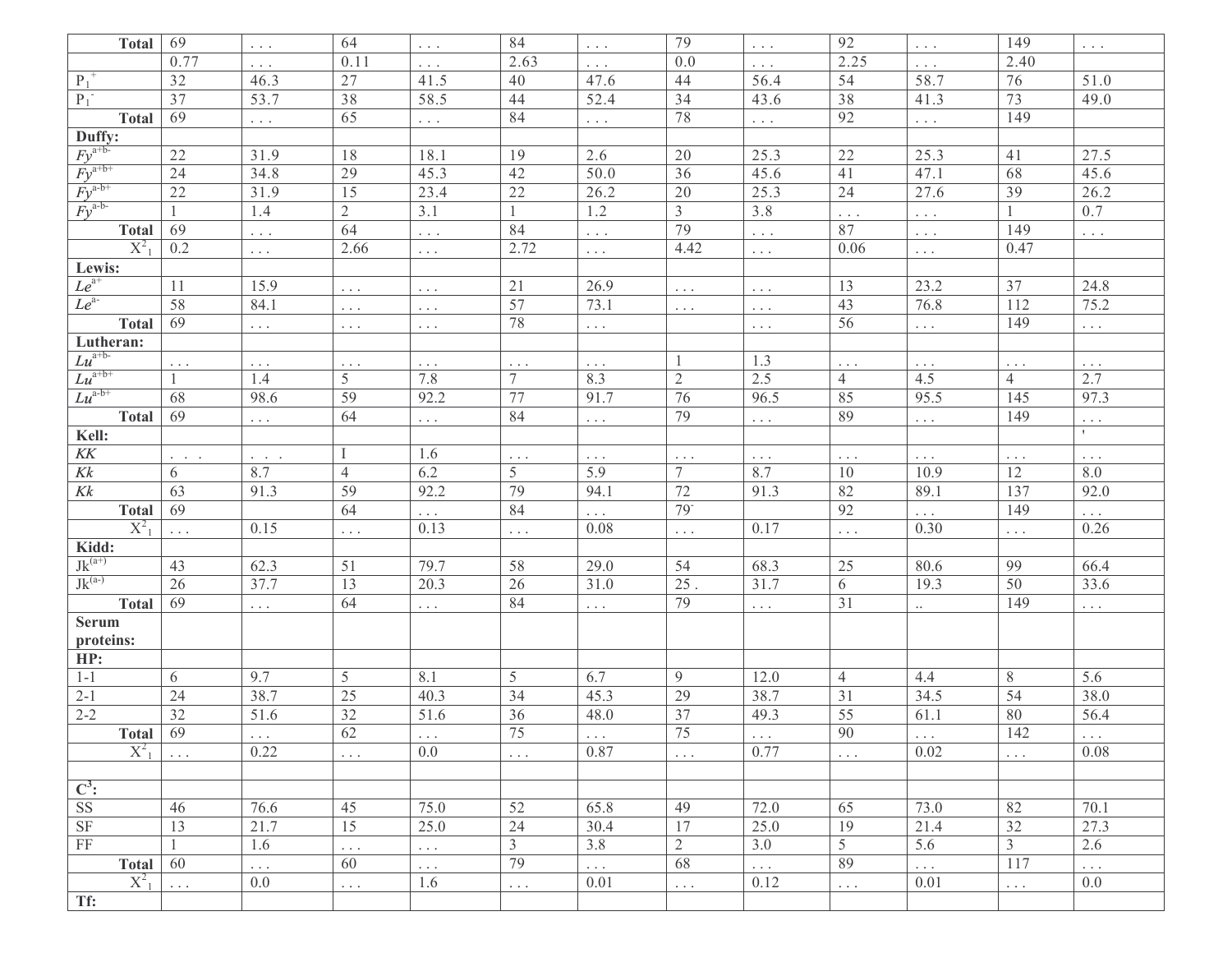|  |  |  |  |  |  |  |  |  |  |  |  |  |
|---|---|---|---|---|---|---|---|---|---|---|---|---|
| **Total** | 69 | . . . | 64 | . . . | 84 | . . . | 79 | . . . | 92 | . . . | 149 | . . . |
|  | 0.77 | . . . | 0.11 | . . . | 2.63 | . . . | 0.0 | . . . | 2.25 | . . . | 2.40 |  |
| $P_1^+$ | 32 | 46.3 | 27 | 41.5 | 40 | 47.6 | 44 | 56.4 | 54 | 58.7 | 76 | 51.0 |
| $P_1^-$ | 37 | 53.7 | 38 | 58.5 | 44 | 52.4 | 34 | 43.6 | 38 | 41.3 | 73 | 49.0 |
| **Total** | 69 | . . . | 65 | . . . | 84 | . . . | 78 | . . . | 92 | . . . | 149 |  |
| **Duffy:** |  |  |  |  |  |  |  |  |  |  |  |  |
| $Fy^{a+b-}$ | 22 | 31.9 | 18 | 18.1 | 19 | 2.6 | 20 | 25.3 | 22 | 25.3 | 41 | 27.5 |
| $Fy^{a+b+}$ | 24 | 34.8 | 29 | 45.3 | 42 | 50.0 | 36 | 45.6 | 41 | 47.1 | 68 | 45.6 |
| $Fy^{a-b+}$ | 22 | 31.9 | 15 | 23.4 | 22 | 26.2 | 20 | 25.3 | 24 | 27.6 | 39 | 26.2 |
| $Fy^{a-b-}$ | 1 | 1.4 | 2 | 3.1 | 1 | 1.2 | 3 | 3.8 | . . . | . . . | 1 | 0.7 |
| **Total** | 69 | . . . | 64 | . . . | 84 | . . . | 79 | . . . | 87 | . . . | 149 | . . . |
| $X^2_1$ | 0.2 | . . . | 2.66 | . . . | 2.72 | . . . | 4.42 | . . . | 0.06 | . . . | 0.47 |  |
| **Lewis:** |  |  |  |  |  |  |  |  |  |  |  |  |
| $Le^{a+}$ | 11 | 15.9 | . . . | . . . | 21 | 26.9 | . . . | . . . | 13 | 23.2 | 37 | 24.8 |
| $Le^{a-}$ | 58 | 84.1 | . . . | . . . | 57 | 73.1 | . . . | . . . | 43 | 76.8 | 112 | 75.2 |
| **Total** | 69 | . . . | . . . | . . . | 78 | . . . |  | . . . | 56 | . . . | 149 | . . . |
| **Lutheran:** |  |  |  |  |  |  |  |  |  |  |  |  |
| $Lu^{a+b-}$ | . . . | . . . | . . . | . . . | . . . | . . . | 1 | 1.3 | . . . | . . . | . . . | . . . |
| $Lu^{a+b+}$ | 1 | 1.4 | 5 | 7.8 | 7 | 8.3 | 2 | 2.5 | 4 | 4.5 | 4 | 2.7 |
| $Lu^{a-b+}$ | 68 | 98.6 | 59 | 92.2 | 77 | 91.7 | 76 | 96.5 | 85 | 95.5 | 145 | 97.3 |
| **Total** | 69 | . . . | 64 | . . . | 84 | . . . | 79 | . . . | 89 | . . . | 149 | . . . |
| **Kell:** |  |  |  |  |  |  |  |  |  |  |  | ' |
| *KK* | . . . | . . . | I | 1.6 | . . . | . . . | . . . | . . . | . . . | . . . | . . . | . . . |
| *Kk* | 6 | 8.7 | 4 | 6.2 | 5 | 5.9 | 7 | 8.7 | 10 | 10.9 | 12 | 8.0 |
| *Kk* | 63 | 91.3 | 59 | 92.2 | 79 | 94.1 | 72 | 91.3 | 82 | 89.1 | 137 | 92.0 |
| **Total** | 69 |  | 64 | . . . | 84 | . . . | 79 |  | 92 | . . . | 149 | . . . |
| $X^2_1$ | . . . | 0.15 | . . . | 0.13 | . . . | 0.08 | . . . | 0.17 | . . . | 0.30 | . . . | 0.26 |
| **Kidd:** |  |  |  |  |  |  |  |  |  |  |  |  |
| $Jk^{(a+)}$ | 43 | 62.3 | 51 | 79.7 | 58 | 29.0 | 54 | 68.3 | 25 | 80.6 | 99 | 66.4 |
| $Jk^{(a-)}$ | 26 | 37.7 | 13 | 20.3 | 26 | 31.0 | 25 . | 31.7 | 6 | 19.3 | 50 | 33.6 |
| **Total** | 69 | . . . | 64 | . . . | 84 | . . . | 79 | . . . | 31 | .. | 149 | . . . |
| **Serum proteins:** |  |  |  |  |  |  |  |  |  |  |  |  |
| **HP:** |  |  |  |  |  |  |  |  |  |  |  |  |
| 1-1 | 6 | 9.7 | 5 | 8.1 | 5 | 6.7 | 9 | 12.0 | 4 | 4.4 | 8 | 5.6 |
| 2-1 | 24 | 38.7 | 25 | 40.3 | 34 | 45.3 | 29 | 38.7 | 31 | 34.5 | 54 | 38.0 |
| 2-2 | 32 | 51.6 | 32 | 51.6 | 36 | 48.0 | 37 | 49.3 | 55 | 61.1 | 80 | 56.4 |
| **Total** | 69 | . . . | 62 | . . . | 75 | . . . | 75 | . . . | 90 | . . . | 142 | . . . |
| $X^2_1$ | . . . | 0.22 | . . . | 0.0 | . . . | 0.87 | . . . | 0.77 | . . . | 0.02 | . . . | 0.08 |
|  |  |  |  |  |  |  |  |  |  |  |  |  |
| **$C^3$:** |  |  |  |  |  |  |  |  |  |  |  |  |
| SS | 46 | 76.6 | 45 | 75.0 | 52 | 65.8 | 49 | 72.0 | 65 | 73.0 | 82 | 70.1 |
| SF | 13 | 21.7 | 15 | 25.0 | 24 | 30.4 | 17 | 25.0 | 19 | 21.4 | 32 | 27.3 |
| FF | 1 | 1.6 | . . . | . . . | 3 | 3.8 | 2 | 3.0 | 5 | 5.6 | 3 | 2.6 |
| **Total** | 60 | . . . | 60 | . . . | 79 | . . . | 68 | . . . | 89 | . . . | 117 | . . . |
| $X^2_1$ | . . . | 0.0 | . . . | 1.6 | . . . | 0.01 | . . . | 0.12 | . . . | 0.01 | . . . | 0.0 |
| **Tf:** |  |  |  |  |  |  |  |  |  |  |  |  |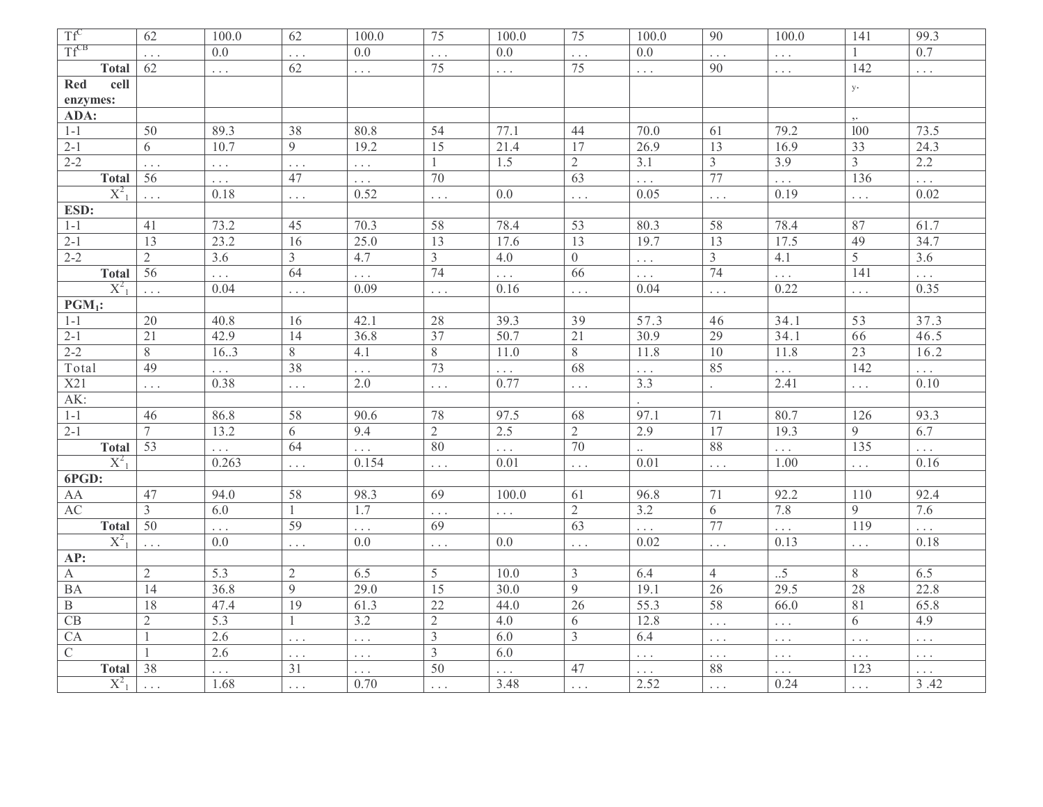| | | | | | | | | | | | | |
|---|---|---|---|---|---|---|---|---|---|---|---|---|
| $Tf^{C}$ | 62 | 100.0 | 62 | 100.0 | 75 | 100.0 | 75 | 100.0 | 90 | 100.0 | 141 | 99.3 |
| $Tf^{CB}$ | . . . | 0.0 | . . . | 0.0 | . . . | 0.0 | . . . | 0.0 | . . . | . . . | 1 | 0.7 |
| **Total** | 62 | . . . | 62 | . . . | 75 | . . . | 75 | . . . | 90 | . . . | 142 | . . . |
| **Red cell enzymes:** | | | | | | | | | | | y. | |
| **ADA:** | | | | | | | | | | | ,. | |
| 1-1 | 50 | 89.3 | 38 | 80.8 | 54 | 77.1 | 44 | 70.0 | 61 | 79.2 | l00 | 73.5 |
| 2-1 | 6 | 10.7 | 9 | 19.2 | 15 | 21.4 | 17 | 26.9 | 13 | 16.9 | 33 | 24.3 |
| 2-2 | . . . | . . . | . . . | . . . | 1 | 1.5 | 2 | 3.1 | 3 | 3.9 | 3 | 2.2 |
| **Total** | 56 | . . . | 47 | . . . | 70 | | 63 | . . . | 77 | . . . | 136 | . . . |
| $X^2_1$ | . . . | 0.18 | . . . | 0.52 | . . . | 0.0 | . . . | 0.05 | . . . | 0.19 | . . . | 0.02 |
| **ESD:** | | | | | | | | | | | | |
| 1-1 | 41 | 73.2 | 45 | 70.3 | 58 | 78.4 | 53 | 80.3 | 58 | 78.4 | 87 | 61.7 |
| 2-1 | 13 | 23.2 | 16 | 25.0 | 13 | 17.6 | 13 | 19.7 | 13 | 17.5 | 49 | 34.7 |
| 2-2 | 2 | 3.6 | 3 | 4.7 | 3 | 4.0 | 0 | . . . | 3 | 4.1 | 5 | 3.6 |
| **Total** | 56 | . . . | 64 | . . . | 74 | . . . | 66 | . . . | 74 | . . . | 141 | . . . |
| $X^2_1$ | . . . | 0.04 | . . . | 0.09 | . . . | 0.16 | . . . | 0.04 | . . . | 0.22 | . . . | 0.35 |
| **$PGM_1$:** | | | | | | | | | | | | |
| 1-1 | 20 | 40.8 | 16 | 42.1 | 28 | 39.3 | 39 | 57.3 | 46 | 34.1 | 53 | 37.3 |
| 2-1 | 21 | 42.9 | 14 | 36.8 | 37 | 50.7 | 21 | 30.9 | 29 | 34.1 | 66 | 46.5 |
| 2-2 | 8 | 16..3 | 8 | 4.1 | 8 | 11.0 | 8 | 11.8 | 10 | 11.8 | 23 | 16.2 |
| Total | 49 | . . . | 38 | . . . | 73 | . . . | 68 | . . . | 85 | . . . | 142 | . . . |
| X21 | . . . | 0.38 | . . . | 2.0 | . . . | 0.77 | . . . | 3.3 | . | 2.41 | . . . | 0.10 |
| AK: | | | | | | | | . | | | | |
| 1-1 | 46 | 86.8 | 58 | 90.6 | 78 | 97.5 | 68 | 97.1 | 71 | 80.7 | 126 | 93.3 |
| 2-1 | 7 | 13.2 | 6 | 9.4 | 2 | 2.5 | 2 | 2.9 | 17 | 19.3 | 9 | 6.7 |
| **Total** | 53 | . . . | 64 | . . . | 80 | . . . | 70 | .. | 88 | . . . | 135 | . . . |
| $X^2_1$ | | 0.263 | . . . | 0.154 | . . . | 0.01 | . . . | 0.01 | . . . | 1.00 | . . . | 0.16 |
| **6PGD:** | | | | | | | | | | | | |
| AA | 47 | 94.0 | 58 | 98.3 | 69 | 100.0 | 61 | 96.8 | 71 | 92.2 | 110 | 92.4 |
| AC | 3 | 6.0 | 1 | 1.7 | . . . | . . . | 2 | 3.2 | 6 | 7.8 | 9 | 7.6 |
| **Total** | 50 | . . . | 59 | . . . | 69 | | 63 | . . . | 77 | . . . | 119 | . . . |
| $X^2_1$ | . . . | 0.0 | . . . | 0.0 | . . . | 0.0 | . . . | 0.02 | . . . | 0.13 | . . . | 0.18 |
| **AP:** | | | | | | | | | | | | |
| A | 2 | 5.3 | 2 | 6.5 | 5 | 10.0 | 3 | 6.4 | 4 | ..5 | 8 | 6.5 |
| BA | 14 | 36.8 | 9 | 29.0 | 15 | 30.0 | 9 | 19.1 | 26 | 29.5 | 28 | 22.8 |
| B | 18 | 47.4 | 19 | 61.3 | 22 | 44.0 | 26 | 55.3 | 58 | 66.0 | 81 | 65.8 |
| CB | 2 | 5.3 | 1 | 3.2 | 2 | 4.0 | 6 | 12.8 | . . . | . . . | 6 | 4.9 |
| CA | 1 | 2.6 | . . . | . . . | 3 | 6.0 | 3 | 6.4 | . . . | . . . | . . . | . . . |
| C | 1 | 2.6 | . . . | . . . | 3 | 6.0 | | . . . | . . . | . . . | . . . | . . . |
| **Total** | 38 | . . . | 31 | . . . | 50 | . . . | 47 | . . . | 88 | . . . | 123 | . . . |
| $X^2_1$ | . . . | 1.68 | . . . | 0.70 | . . . | 3.48 | . . . | 2.52 | . . . | 0.24 | . . . | 3 .42 |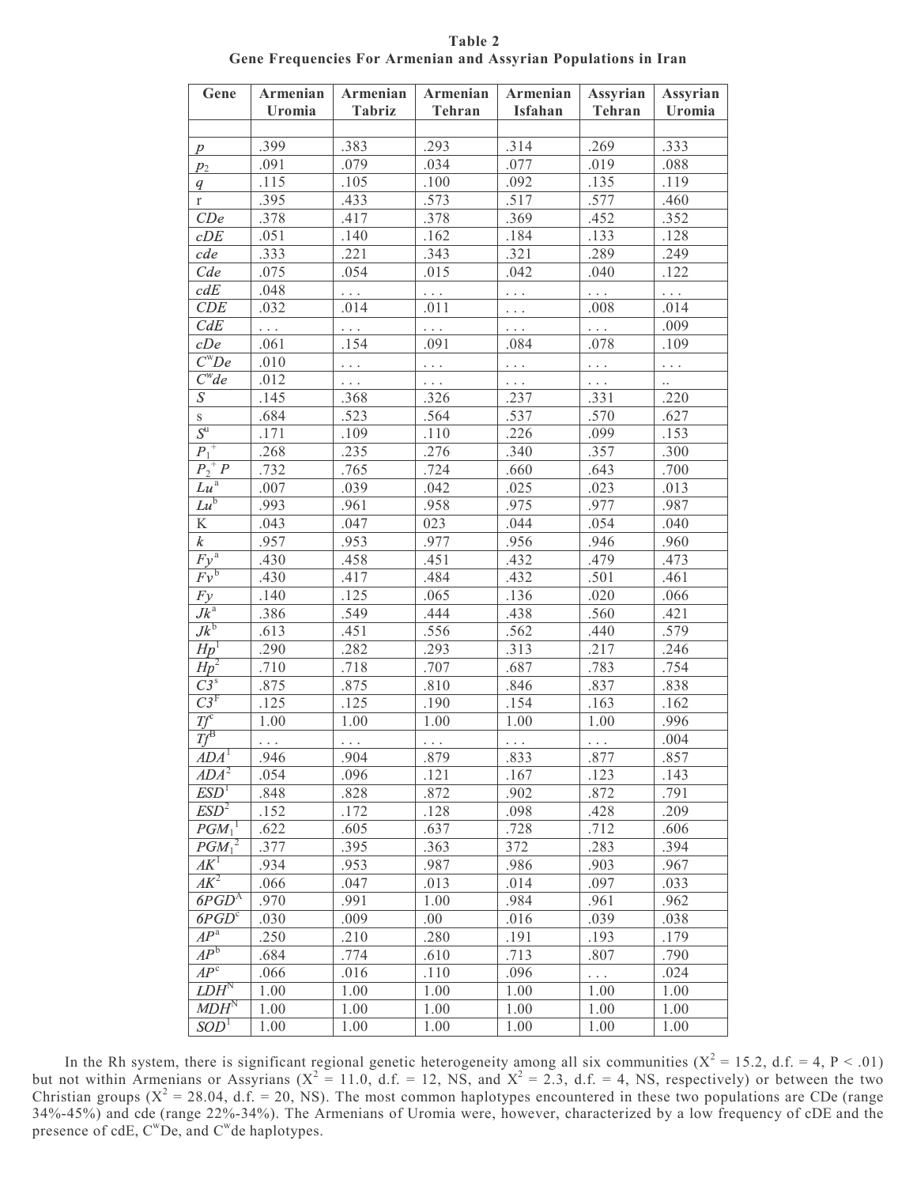**Table 2**
**Gene Frequencies For Armenian and Assyrian Populations in Iran**

| Gene | Armenian Uromia | Armenian Tabriz | Armenian Tehran | Armenian Isfahan | Assyrian Tehran | Assyrian Uromia |
|---|---|---|---|---|---|---|
| | | | | | | |
| *p* | .399 | .383 | .293 | .314 | .269 | .333 |
| $p_2$ | .091 | .079 | .034 | .077 | .019 | .088 |
| *q* | .115 | .105 | .100 | .092 | .135 | .119 |
| r | .395 | .433 | .573 | .517 | .577 | .460 |
| *CDe* | .378 | .417 | .378 | .369 | .452 | .352 |
| *cDE* | .051 | .140 | .162 | .184 | .133 | .128 |
| *cde* | .333 | .221 | .343 | .321 | .289 | .249 |
| *Cde* | .075 | .054 | .015 | .042 | .040 | .122 |
| *cdE* | .048 | . . . | . . . | . . . | . . . | . . . |
| *CDE* | .032 | .014 | .011 | . . . | .008 | .014 |
| *CdE* | . . . | . . . | . . . | . . . | . . . | .009 |
| *cDe* | .061 | .154 | .091 | .084 | .078 | .109 |
| $C^wDe$ | .010 | . . . | . . . | . . . | . . . | . . . |
| $C^wde$ | .012 | . . . | . . . | . . . | . . . | .. |
| *S* | .145 | .368 | .326 | .237 | .331 | .220 |
| s | .684 | .523 | .564 | .537 | .570 | .627 |
| $S^u$ | .171 | .109 | .110 | .226 | .099 | .153 |
| $P_1^+$ | .268 | .235 | .276 | .340 | .357 | .300 |
| $P_2^+ P$ | .732 | .765 | .724 | .660 | .643 | .700 |
| $Lu^a$ | .007 | .039 | .042 | .025 | .023 | .013 |
| $Lu^b$ | .993 | .961 | .958 | .975 | .977 | .987 |
| K | .043 | .047 | 023 | .044 | .054 | .040 |
| *k* | .957 | .953 | .977 | .956 | .946 | .960 |
| $Fy^a$ | .430 | .458 | .451 | .432 | .479 | .473 |
| $Fy^b$ | .430 | .417 | .484 | .432 | .501 | .461 |
| *Fy* | .140 | .125 | .065 | .136 | .020 | .066 |
| $Jk^a$ | .386 | .549 | .444 | .438 | .560 | .421 |
| $Jk^b$ | .613 | .451 | .556 | .562 | .440 | .579 |
| $Hp^1$ | .290 | .282 | .293 | .313 | .217 | .246 |
| $Hp^2$ | .710 | .718 | .707 | .687 | .783 | .754 |
| $C3^s$ | .875 | .875 | .810 | .846 | .837 | .838 |
| $C3^F$ | .125 | .125 | .190 | .154 | .163 | .162 |
| $Tf^c$ | 1.00 | 1.00 | 1.00 | 1.00 | 1.00 | .996 |
| $Tf^B$ | . . . | . . . | . . . | . . . | . . . | .004 |
| $ADA^1$ | .946 | .904 | .879 | .833 | .877 | .857 |
| $ADA^2$ | .054 | .096 | .121 | .167 | .123 | .143 |
| $ESD^1$ | .848 | .828 | .872 | .902 | .872 | .791 |
| $ESD^2$ | .152 | .172 | .128 | .098 | .428 | .209 |
| $PGM_1^1$ | .622 | .605 | .637 | .728 | .712 | .606 |
| $PGM_1^2$ | .377 | .395 | .363 | 372 | .283 | .394 |
| $AK^1$ | .934 | .953 | .987 | .986 | .903 | .967 |
| $AK^2$ | .066 | .047 | .013 | .014 | .097 | .033 |
| $6PGD^A$ | .970 | .991 | 1.00 | .984 | .961 | .962 |
| $6PGD^c$ | .030 | .009 | .00 | .016 | .039 | .038 |
| $AP^a$ | .250 | .210 | .280 | .191 | .193 | .179 |
| $AP^b$ | .684 | .774 | .610 | .713 | .807 | .790 |
| $AP^c$ | .066 | .016 | .110 | .096 | . . . | .024 |
| $LDH^N$ | 1.00 | 1.00 | 1.00 | 1.00 | 1.00 | 1.00 |
| $MDH^N$ | 1.00 | 1.00 | 1.00 | 1.00 | 1.00 | 1.00 |
| $SOD^1$ | 1.00 | 1.00 | 1.00 | 1.00 | 1.00 | 1.00 |

In the Rh system, there is significant regional genetic heterogeneity among all six communities ($X^2 = 15.2$, d.f. = 4, $P < .01$) but not within Armenians or Assyrians ($X^2 = 11.0$, d.f. = 12, NS, and $X^2 = 2.3$, d.f. = 4, NS, respectively) or between the two Christian groups ($X^2 = 28.04$, d.f. = 20, NS). The most common haplotypes encountered in these two populations are CDe (range 34%-45%) and cde (range 22%-34%). The Armenians of Uromia were, however, characterized by a low frequency of cDE and the presence of cdE, $C^wDe$, and $C^wde$ haplotypes.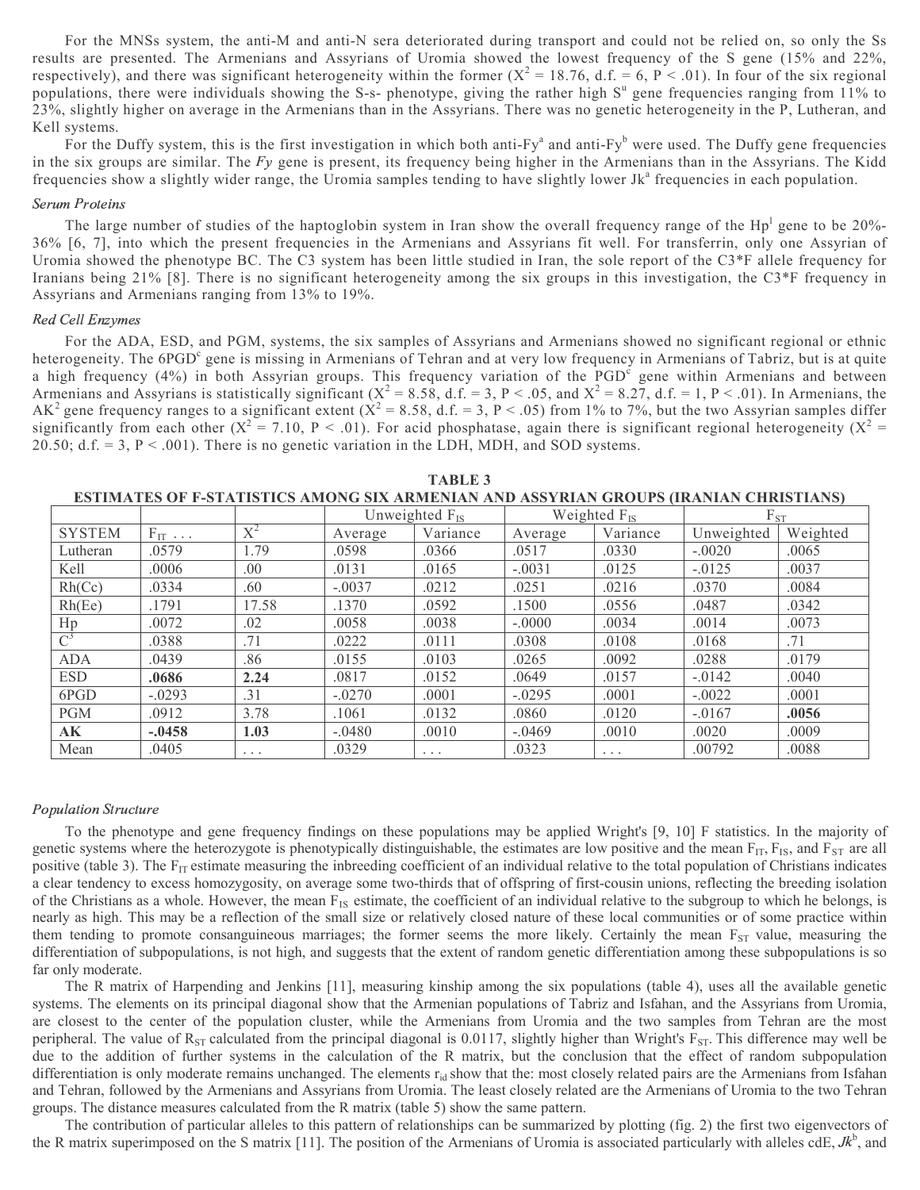For the MNSs system, the anti-M and anti-N sera deteriorated during transport and could not be relied on, so only the Ss results are presented. The Armenians and Assyrians of Uromia showed the lowest frequency of the S gene (15% and 22%, respectively), and there was significant heterogeneity within the former ($X^2$ = 18.76, d.f. = 6, P < .01). In four of the six regional populations, there were individuals showing the S-s- phenotype, giving the rather high $S^u$ gene frequencies ranging from 11% to 23%, slightly higher on average in the Armenians than in the Assyrians. There was no genetic heterogeneity in the P, Lutheran, and Kell systems.

For the Duffy system, this is the first investigation in which both anti-$Fy^a$ and anti-$Fy^b$ were used. The Duffy gene frequencies in the six groups are similar. The *Fy* gene is present, its frequency being higher in the Armenians than in the Assyrians. The Kidd frequencies show a slightly wider range, the Uromia samples tending to have slightly lower $Jk^a$ frequencies in each population.

*Serum Proteins*

The large number of studies of the haptoglobin system in Iran show the overall frequency range of the $Hp^1$ gene to be 20%-36% [6, 7], into which the present frequencies in the Armenians and Assyrians fit well. For transferrin, only one Assyrian of Uromia showed the phenotype BC. The C3 system has been little studied in Iran, the sole report of the C3*F allele frequency for Iranians being 21% [8]. There is no significant heterogeneity among the six groups in this investigation, the C3*F frequency in Assyrians and Armenians ranging from 13% to 19%.

*Red Cell Enzymes*

For the ADA, ESD, and PGM, systems, the six samples of Assyrians and Armenians showed no significant regional or ethnic heterogeneity. The $6PGD^c$ gene is missing in Armenians of Tehran and at very low frequency in Armenians of Tabriz, but is at quite a high frequency (4%) in both Assyrian groups. This frequency variation of the $PGD^c$ gene within Armenians and between Armenians and Assyrians is statistically significant ($X^2$ = 8.58, d.f. = 3, P < .05, and $X^2$ = 8.27, d.f. = 1, P < .01). In Armenians, the $AK^2$ gene frequency ranges to a significant extent ($X^2$ = 8.58, d.f. = 3, P < .05) from 1% to 7%, but the two Assyrian samples differ significantly from each other ($X^2$ = 7.10, P < .01). For acid phosphatase, again there is significant regional heterogeneity ($X^2$ = 20.50; d.f. = 3, P < .001). There is no genetic variation in the LDH, MDH, and SOD systems.

**TABLE 3**
**ESTIMATES OF F-STATISTICS AMONG SIX ARMENIAN AND ASSYRIAN GROUPS (IRANIAN CHRISTIANS)**

| | | | Unweighted $F_{IS}$ | | Weighted $F_{IS}$ | | $F_{ST}$ | |
|---|---|---|---|---|---|---|---|---|
| SYSTEM | $F_{IT}$ . . . | $X^2$ | Average | Variance | Average | Variance | Unweighted | Weighted |
| Lutheran | .0579 | 1.79 | .0598 | .0366 | .0517 | .0330 | -.0020 | .0065 |
| Kell | .0006 | .00 | .0131 | .0165 | -.0031 | .0125 | -.0125 | .0037 |
| Rh(Cc) | .0334 | .60 | -.0037 | .0212 | .0251 | .0216 | .0370 | .0084 |
| Rh(Ee) | .1791 | 17.58 | .1370 | .0592 | .1500 | .0556 | .0487 | .0342 |
| Hp | .0072 | .02 | .0058 | .0038 | -.0000 | .0034 | .0014 | .0073 |
| $C^3$ | .0388 | .71 | .0222 | .0111 | .0308 | .0108 | .0168 | .71 |
| ADA | .0439 | .86 | .0155 | .0103 | .0265 | .0092 | .0288 | .0179 |
| ESD | **.0686** | **2.24** | .0817 | .0152 | .0649 | .0157 | -.0142 | .0040 |
| 6PGD | -.0293 | .31 | -.0270 | .0001 | -.0295 | .0001 | -.0022 | .0001 |
| PGM | .0912 | 3.78 | .1061 | .0132 | .0860 | .0120 | -.0167 | **.0056** |
| **AK** | **-.0458** | **1.03** | -.0480 | .0010 | -.0469 | .0010 | .0020 | .0009 |
| Mean | .0405 | . . . | .0329 | . . . | .0323 | . . . | .00792 | .0088 |

*Population Structure*

To the phenotype and gene frequency findings on these populations may be applied Wright's [9, 10] F statistics. In the majority of genetic systems where the heterozygote is phenotypically distinguishable, the estimates are low positive and the mean $F_{IT}$, $F_{IS}$, and $F_{ST}$ are all positive (table 3). The $F_{IT}$ estimate measuring the inbreeding coefficient of an individual relative to the total population of Christians indicates a clear tendency to excess homozygosity, on average some two-thirds that of offspring of first-cousin unions, reflecting the breeding isolation of the Christians as a whole. However, the mean $F_{IS}$ estimate, the coefficient of an individual relative to the subgroup to which he belongs, is nearly as high. This may be a reflection of the small size or relatively closed nature of these local communities or of some practice within them tending to promote consanguineous marriages; the former seems the more likely. Certainly the mean $F_{ST}$ value, measuring the differentiation of subpopulations, is not high, and suggests that the extent of random genetic differentiation among these subpopulations is so far only moderate.

The R matrix of Harpending and Jenkins [11], measuring kinship among the six populations (table 4), uses all the available genetic systems. The elements on its principal diagonal show that the Armenian populations of Tabriz and Isfahan, and the Assyrians from Uromia, are closest to the center of the population cluster, while the Armenians from Uromia and the two samples from Tehran are the most peripheral. The value of $R_{ST}$ calculated from the principal diagonal is 0.0117, slightly higher than Wright's $F_{ST}$. This difference may well be due to the addition of further systems in the calculation of the R matrix, but the conclusion that the effect of random subpopulation differentiation is only moderate remains unchanged. The elements $r_{id}$ show that the: most closely related pairs are the Armenians from Isfahan and Tehran, followed by the Armenians and Assyrians from Uromia. The least closely related are the Armenians of Uromia to the two Tehran groups. The distance measures calculated from the R matrix (table 5) show the same pattern.

The contribution of particular alleles to this pattern of relationships can be summarized by plotting (fig. 2) the first two eigenvectors of the R matrix superimposed on the S matrix [11]. The position of the Armenians of Uromia is associated particularly with alleles cdE, $Jk^b$, and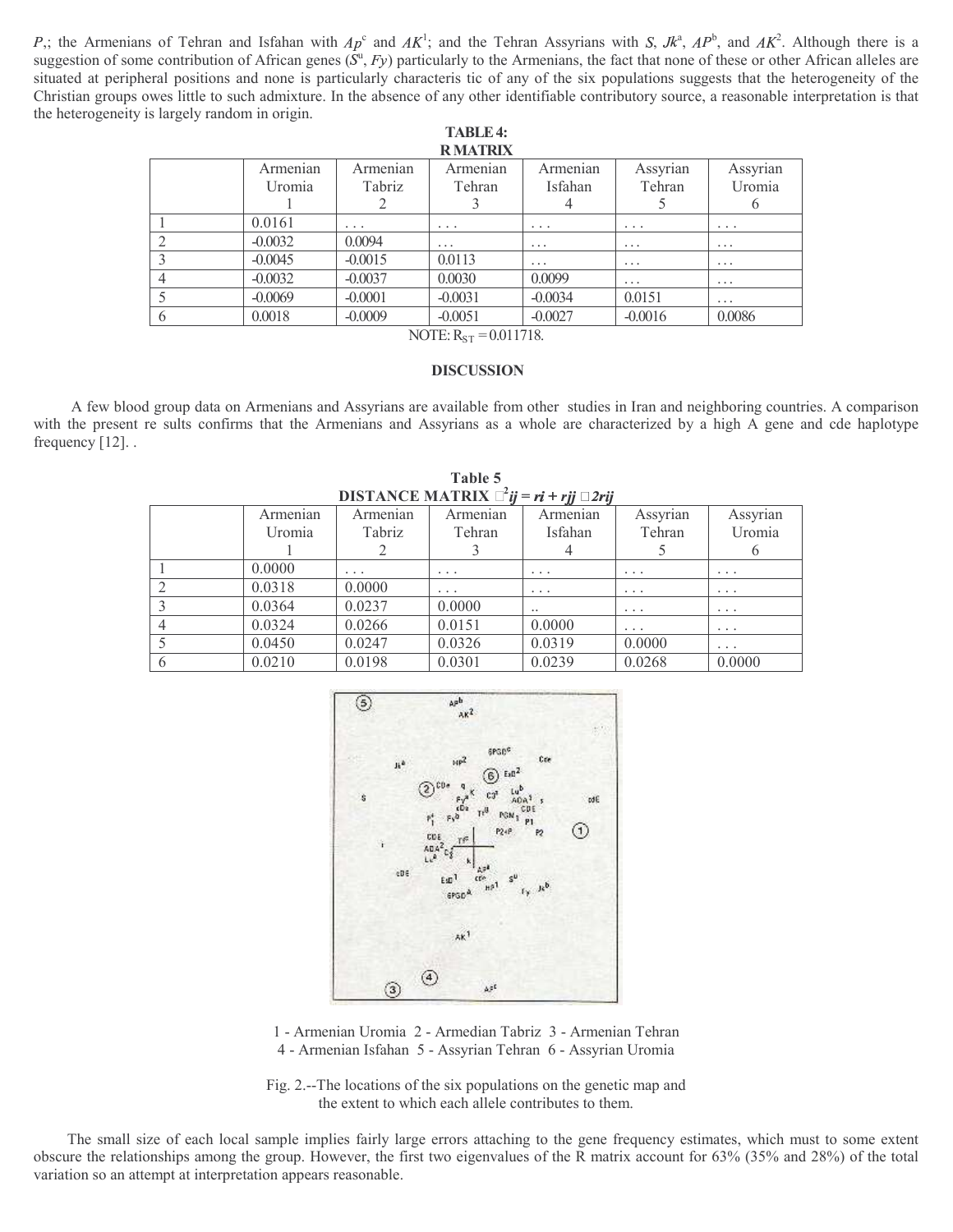$P_1$; the Armenians of Tehran and Isfahan with $Ap^c$ and $AK^1$; and the Tehran Assyrians with *S*, $Jk^a$, $AP^b$, and $AK^2$. Although there is a suggestion of some contribution of African genes ($S^u$, *Fy*) particularly to the Armenians, the fact that none of these or other African alleles are situated at peripheral positions and none is particularly characteris tic of any of the six populations suggests that the heterogeneity of the Christian groups owes little to such admixture. In the absence of any other identifiable contributory source, a reasonable interpretation is that the heterogeneity is largely random in origin.

**TABLE 4: R MATRIX**

| | Armenian Uromia 1 | Armenian Tabriz 2 | Armenian Tehran 3 | Armenian Isfahan 4 | Assyrian Tehran 5 | Assyrian Uromia 6 |
|---|---|---|---|---|---|---|
| 1 | 0.0161 | ... | ... | ... | ... | ... |
| 2 | -0.0032 | 0.0094 | ... | ... | ... | ... |
| 3 | -0.0045 | -0.0015 | 0.0113 | ... | ... | ... |
| 4 | -0.0032 | -0.0037 | 0.0030 | 0.0099 | ... | ... |
| 5 | -0.0069 | -0.0001 | -0.0031 | -0.0034 | 0.0151 | ... |
| 6 | 0.0018 | -0.0009 | -0.0051 | -0.0027 | -0.0016 | 0.0086 |

NOTE: $R_{ST} = 0.011718$.

## DISCUSSION

A few blood group data on Armenians and Assyrians are available from other studies in Iran and neighboring countries. A comparison with the present re sults confirms that the Armenians and Assyrians as a whole are characterized by a high A gene and cde haplotype frequency [12]. .

**Table 5**
**DISTANCE MATRIX $d^2_{ij} = r_{ii} + r_{jj} - 2r_{ij}$**

| | Armenian Uromia 1 | Armenian Tabriz 2 | Armenian Tehran 3 | Armenian Isfahan 4 | Assyrian Tehran 5 | Assyrian Uromia 6 |
|---|---|---|---|---|---|---|
| 1 | 0.0000 | ... | ... | ... | ... | ... |
| 2 | 0.0318 | 0.0000 | ... | ... | ... | ... |
| 3 | 0.0364 | 0.0237 | 0.0000 | .. | ... | ... |
| 4 | 0.0324 | 0.0266 | 0.0151 | 0.0000 | ... | ... |
| 5 | 0.0450 | 0.0247 | 0.0326 | 0.0319 | 0.0000 | ... |
| 6 | 0.0210 | 0.0198 | 0.0301 | 0.0239 | 0.0268 | 0.0000 |

1 - Armenian Uromia 2 - Armedian Tabriz 3 - Armenian Tehran
4 - Armenian Isfahan 5 - Assyrian Tehran 6 - Assyrian Uromia

Fig. 2.--The locations of the six populations on the genetic map and the extent to which each allele contributes to them.

The small size of each local sample implies fairly large errors attaching to the gene frequency estimates, which must to some extent obscure the relationships among the group. However, the first two eigenvalues of the R matrix account for 63% (35% and 28%) of the total variation so an attempt at interpretation appears reasonable.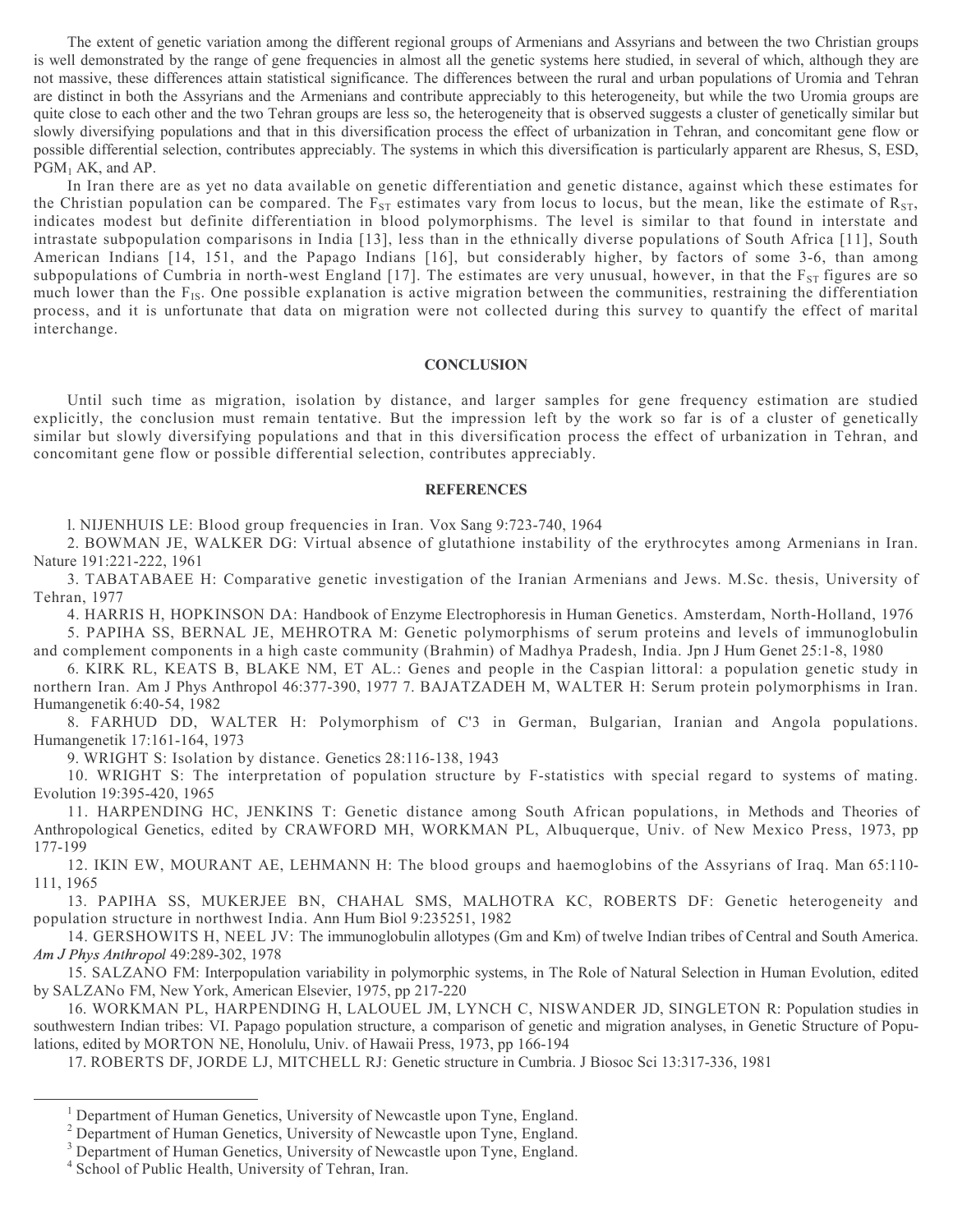The extent of genetic variation among the different regional groups of Armenians and Assyrians and between the two Christian groups is well demonstrated by the range of gene frequencies in almost all the genetic systems here studied, in several of which, although they are not massive, these differences attain statistical significance. The differences between the rural and urban populations of Uromia and Tehran are distinct in both the Assyrians and the Armenians and contribute appreciably to this heterogeneity, but while the two Uromia groups are quite close to each other and the two Tehran groups are less so, the heterogeneity that is observed suggests a cluster of genetically similar but slowly diversifying populations and that in this diversification process the effect of urbanization in Tehran, and concomitant gene flow or possible differential selection, contributes appreciably. The systems in which this diversification is particularly apparent are Rhesus, S, ESD, $PGM_1$ AK, and AP.

In Iran there are as yet no data available on genetic differentiation and genetic distance, against which these estimates for the Christian population can be compared. The $F_{ST}$ estimates vary from locus to locus, but the mean, like the estimate of $R_{ST}$, indicates modest but definite differentiation in blood polymorphisms. The level is similar to that found in interstate and intrastate subpopulation comparisons in India [13], less than in the ethnically diverse populations of South Africa [11], South American Indians [14, 151, and the Papago Indians [16], but considerably higher, by factors of some 3-6, than among subpopulations of Cumbria in north-west England [17]. The estimates are very unusual, however, in that the $F_{ST}$ figures are so much lower than the $F_{IS}$. One possible explanation is active migration between the communities, restraining the differentiation process, and it is unfortunate that data on migration were not collected during this survey to quantify the effect of marital interchange.

## CONCLUSION

Until such time as migration, isolation by distance, and larger samples for gene frequency estimation are studied explicitly, the conclusion must remain tentative. But the impression left by the work so far is of a cluster of genetically similar but slowly diversifying populations and that in this diversification process the effect of urbanization in Tehran, and concomitant gene flow or possible differential selection, contributes appreciably.

## REFERENCES

l. NIJENHUIS LE: Blood group frequencies in Iran. Vox Sang 9:723-740, 1964

2. BOWMAN JE, WALKER DG: Virtual absence of glutathione instability of the erythrocytes among Armenians in Iran. Nature 191:221-222, 1961

3. TABATABAEE H: Comparative genetic investigation of the Iranian Armenians and Jews. M.Sc. thesis, University of Tehran, 1977

4. HARRIS H, HOPKINSON DA: Handbook of Enzyme Electrophoresis in Human Genetics. Amsterdam, North-Holland, 1976

5. PAPIHA SS, BERNAL JE, MEHROTRA M: Genetic polymorphisms of serum proteins and levels of immunoglobulin and complement components in a high caste community (Brahmin) of Madhya Pradesh, India. Jpn J Hum Genet 25:1-8, 1980

6. KIRK RL, KEATS B, BLAKE NM, ET AL.: Genes and people in the Caspian littoral: a population genetic study in northern Iran. Am J Phys Anthropol 46:377-390, 1977 7. BAJATZADEH M, WALTER H: Serum protein polymorphisms in Iran. Humangenetik 6:40-54, 1982

8. FARHUD DD, WALTER H: Polymorphism of C'3 in German, Bulgarian, Iranian and Angola populations. Humangenetik 17:161-164, 1973

9. WRIGHT S: Isolation by distance. Genetics 28:116-138, 1943

10. WRIGHT S: The interpretation of population structure by F-statistics with special regard to systems of mating. Evolution 19:395-420, 1965

11. HARPENDING HC, JENKINS T: Genetic distance among South African populations, in Methods and Theories of Anthropological Genetics, edited by CRAWFORD MH, WORKMAN PL, Albuquerque, Univ. of New Mexico Press, 1973, pp 177-199

12. IKIN EW, MOURANT AE, LEHMANN H: The blood groups and haemoglobins of the Assyrians of Iraq. Man 65:110-111, 1965

13. PAPIHA SS, MUKERJEE BN, CHAHAL SMS, MALHOTRA KC, ROBERTS DF: Genetic heterogeneity and population structure in northwest India. Ann Hum Biol 9:235251, 1982

14. GERSHOWITS H, NEEL JV: The immunoglobulin allotypes (Gm and Km) of twelve Indian tribes of Central and South America. *Am J Phys Anthropol* 49:289-302, 1978

15. SALZANO FM: Interpopulation variability in polymorphic systems, in The Role of Natural Selection in Human Evolution, edited by SALZANo FM, New York, American Elsevier, 1975, pp 217-220

16. WORKMAN PL, HARPENDING H, LALOUEL JM, LYNCH C, NISWANDER JD, SINGLETON R: Population studies in southwestern Indian tribes: VI. Papago population structure, a comparison of genetic and migration analyses, in Genetic Structure of Populations, edited by MORTON NE, Honolulu, Univ. of Hawaii Press, 1973, pp 166-194

17. ROBERTS DF, JORDE LJ, MITCHELL RJ: Genetic structure in Cumbria. J Biosoc Sci 13:317-336, 1981

---

[1] Department of Human Genetics, University of Newcastle upon Tyne, England.

[2] Department of Human Genetics, University of Newcastle upon Tyne, England.

[3] Department of Human Genetics, University of Newcastle upon Tyne, England.

[4] School of Public Health, University of Tehran, Iran.